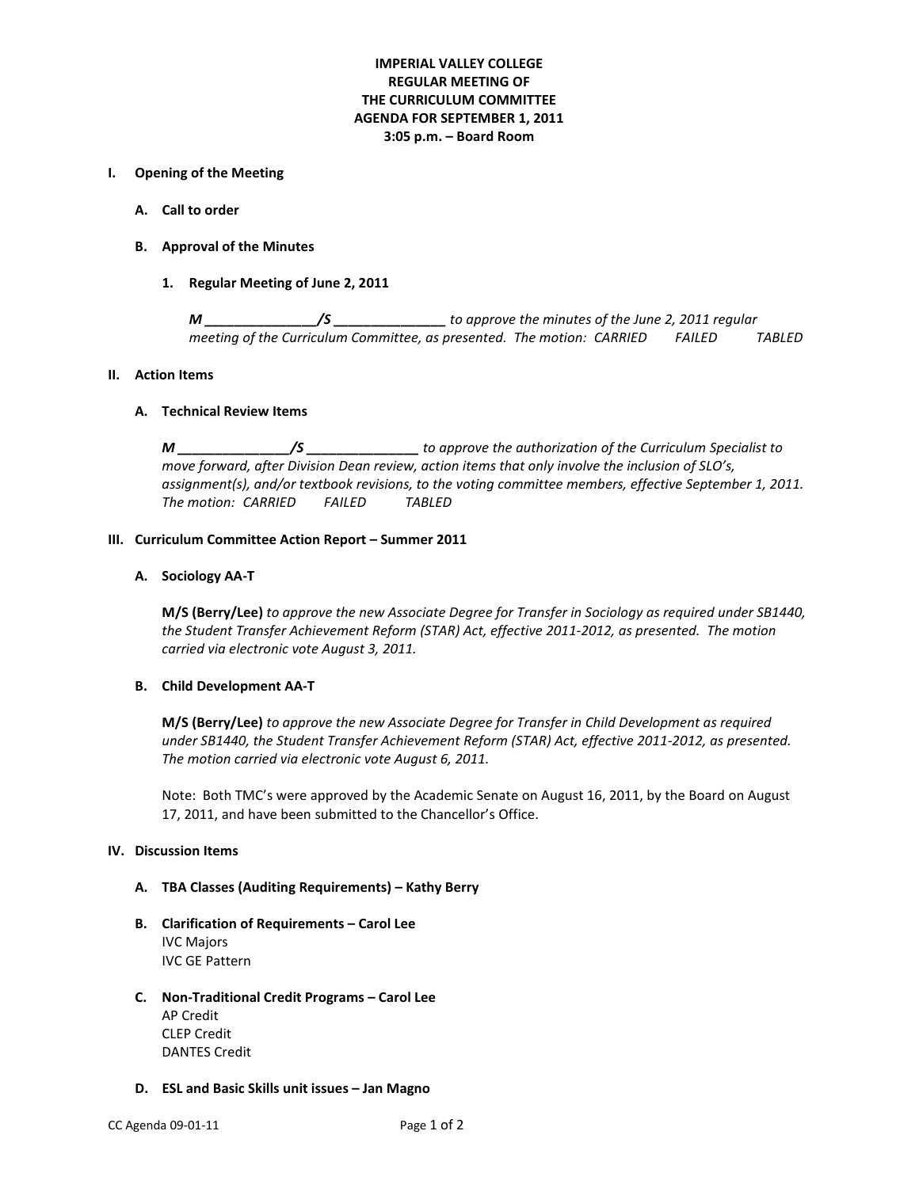**IMPERIAL VALLEY COLLEGE**
**REGULAR MEETING OF**
**THE CURRICULUM COMMITTEE**
**AGENDA FOR SEPTEMBER 1, 2011**
**3:05 p.m. – Board Room**

**I. Opening of the Meeting**

**A. Call to order**

**B. Approval of the Minutes**

**1. Regular Meeting of June 2, 2011**

*M _______________/S _______________ to approve the minutes of the June 2, 2011 regular meeting of the Curriculum Committee, as presented. The motion: CARRIED FAILED TABLED*

**II. Action Items**

**A. Technical Review Items**

*M _______________/S _______________ to approve the authorization of the Curriculum Specialist to move forward, after Division Dean review, action items that only involve the inclusion of SLO's, assignment(s), and/or textbook revisions, to the voting committee members, effective September 1, 2011. The motion: CARRIED FAILED TABLED*

**III. Curriculum Committee Action Report – Summer 2011**

**A. Sociology AA-T**

**M/S (Berry/Lee)** *to approve the new Associate Degree for Transfer in Sociology as required under SB1440, the Student Transfer Achievement Reform (STAR) Act, effective 2011-2012, as presented. The motion carried via electronic vote August 3, 2011.*

**B. Child Development AA-T**

**M/S (Berry/Lee)** *to approve the new Associate Degree for Transfer in Child Development as required under SB1440, the Student Transfer Achievement Reform (STAR) Act, effective 2011-2012, as presented. The motion carried via electronic vote August 6, 2011.*

Note: Both TMC's were approved by the Academic Senate on August 16, 2011, by the Board on August 17, 2011, and have been submitted to the Chancellor's Office.

**IV. Discussion Items**

**A. TBA Classes (Auditing Requirements) – Kathy Berry**

**B. Clarification of Requirements – Carol Lee**
IVC Majors
IVC GE Pattern

**C. Non-Traditional Credit Programs – Carol Lee**
AP Credit
CLEP Credit
DANTES Credit

**D. ESL and Basic Skills unit issues – Jan Magno**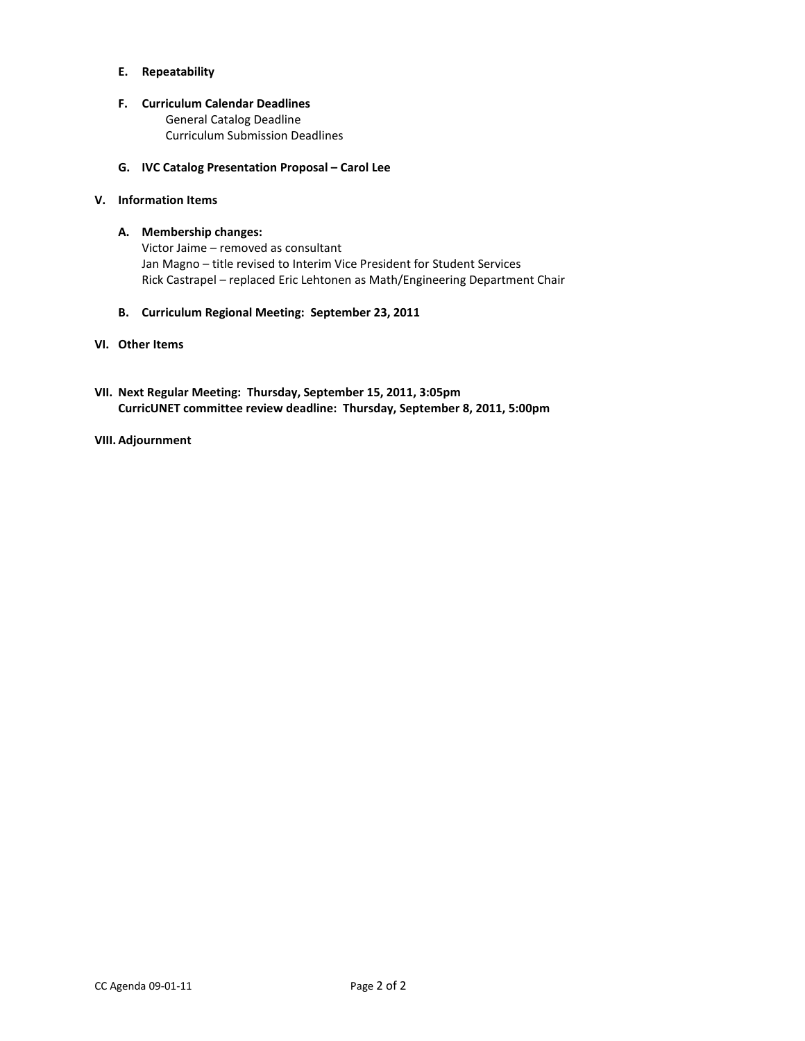**E. Repeatability**

**F. Curriculum Calendar Deadlines**
General Catalog Deadline
Curriculum Submission Deadlines

**G. IVC Catalog Presentation Proposal – Carol Lee**

**V. Information Items**

**A. Membership changes:**
Victor Jaime – removed as consultant
Jan Magno – title revised to Interim Vice President for Student Services
Rick Castrapel – replaced Eric Lehtonen as Math/Engineering Department Chair

**B. Curriculum Regional Meeting: September 23, 2011**

**VI. Other Items**

**VII. Next Regular Meeting: Thursday, September 15, 2011, 3:05pm**
**CurricUNET committee review deadline: Thursday, September 8, 2011, 5:00pm**

**VIII. Adjournment**